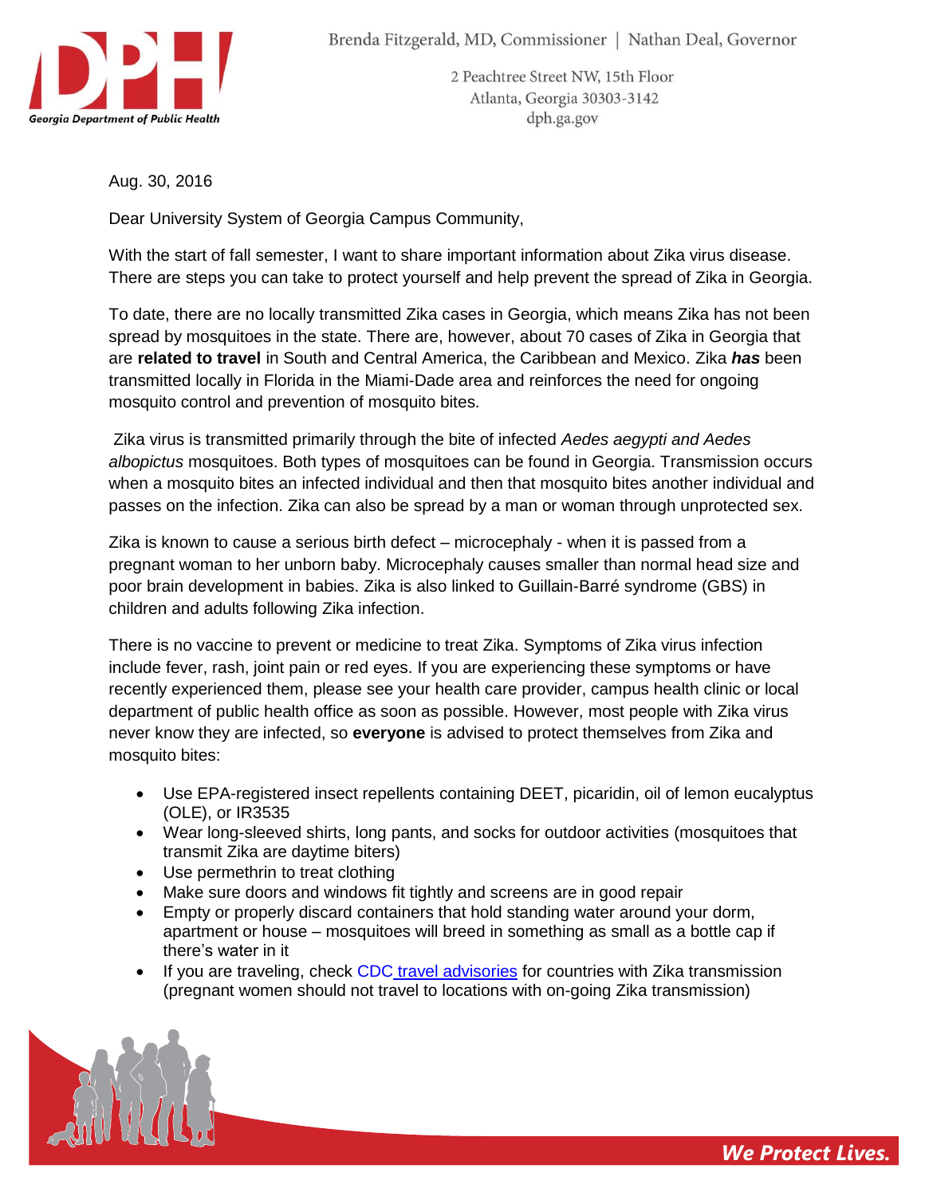Georgia Department of Public Health

Brenda Fitzgerald, MD, Commissioner | Nathan Deal, Governor

2 Peachtree Street NW, 15th Floor
Atlanta, Georgia 30303-3142
dph.ga.gov

Aug. 30, 2016

Dear University System of Georgia Campus Community,

With the start of fall semester, I want to share important information about Zika virus disease. There are steps you can take to protect yourself and help prevent the spread of Zika in Georgia.

To date, there are no locally transmitted Zika cases in Georgia, which means Zika has not been spread by mosquitoes in the state. There are, however, about 70 cases of Zika in Georgia that are **related to travel** in South and Central America, the Caribbean and Mexico. Zika ***has*** been transmitted locally in Florida in the Miami-Dade area and reinforces the need for ongoing mosquito control and prevention of mosquito bites.

Zika virus is transmitted primarily through the bite of infected *Aedes aegypti and Aedes albopictus* mosquitoes. Both types of mosquitoes can be found in Georgia. Transmission occurs when a mosquito bites an infected individual and then that mosquito bites another individual and passes on the infection. Zika can also be spread by a man or woman through unprotected sex.

Zika is known to cause a serious birth defect – microcephaly - when it is passed from a pregnant woman to her unborn baby. Microcephaly causes smaller than normal head size and poor brain development in babies. Zika is also linked to Guillain-Barré syndrome (GBS) in children and adults following Zika infection.

There is no vaccine to prevent or medicine to treat Zika. Symptoms of Zika virus infection include fever, rash, joint pain or red eyes. If you are experiencing these symptoms or have recently experienced them, please see your health care provider, campus health clinic or local department of public health office as soon as possible. However, most people with Zika virus never know they are infected, so **everyone** is advised to protect themselves from Zika and mosquito bites:

- Use EPA-registered insect repellents containing DEET, picaridin, oil of lemon eucalyptus (OLE), or IR3535
- Wear long-sleeved shirts, long pants, and socks for outdoor activities (mosquitoes that transmit Zika are daytime biters)
- Use permethrin to treat clothing
- Make sure doors and windows fit tightly and screens are in good repair
- Empty or properly discard containers that hold standing water around your dorm, apartment or house – mosquitoes will breed in something as small as a bottle cap if there's water in it
- If you are traveling, check CDC travel advisories for countries with Zika transmission (pregnant women should not travel to locations with on-going Zika transmission)

*We Protect Lives.*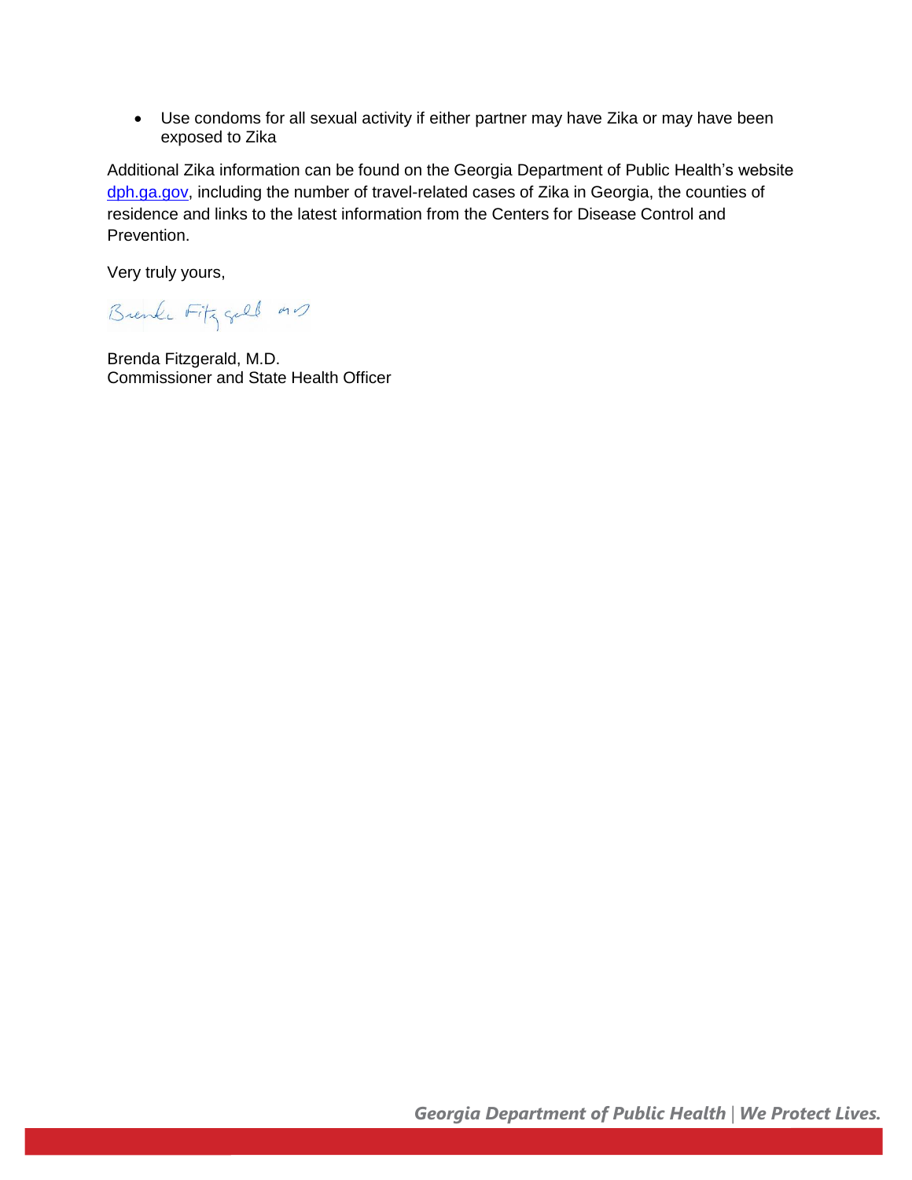- Use condoms for all sexual activity if either partner may have Zika or may have been exposed to Zika

Additional Zika information can be found on the Georgia Department of Public Health's website [dph.ga.gov](http://dph.ga.gov), including the number of travel-related cases of Zika in Georgia, the counties of residence and links to the latest information from the Centers for Disease Control and Prevention.

Very truly yours,

Brenda Fitzgerald, M.D.
Commissioner and State Health Officer